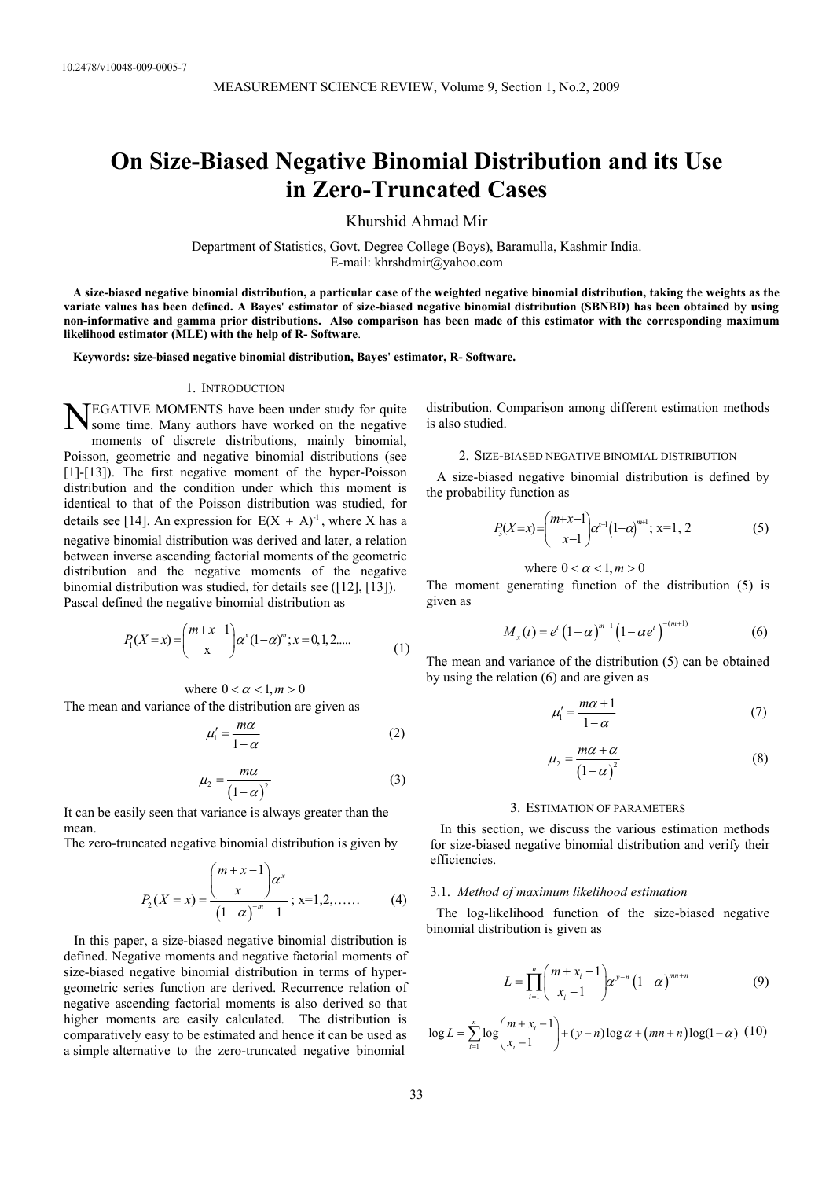10.2478/v10048-009-0005-7

# On Size-Biased Negative Binomial Distribution and its Use in Zero-Truncated Cases

Khurshid Ahmad Mir

Department of Statistics, Govt. Degree College (Boys), Baramulla, Kashmir India.
E-mail: khrshdmir@yahoo.com

**A size-biased negative binomial distribution, a particular case of the weighted negative binomial distribution, taking the weights as the variate values has been defined. A Bayes' estimator of size-biased negative binomial distribution (SBNBD) has been obtained by using non-informative and gamma prior distributions. Also comparison has been made of this estimator with the corresponding maximum likelihood estimator (MLE) with the help of R- Software.**

**Keywords: size-biased negative binomial distribution, Bayes' estimator, R- Software.**

## 1. Introduction

NEGATIVE MOMENTS have been under study for quite some time. Many authors have worked on the negative moments of discrete distributions, mainly binomial, Poisson, geometric and negative binomial distributions (see [1]-[13]). The first negative moment of the hyper-Poisson distribution and the condition under which this moment is identical to that of the Poisson distribution was studied, for details see [14]. An expression for $E(X + A)^{-1}$, where X has a negative binomial distribution was derived and later, a relation between inverse ascending factorial moments of the geometric distribution and the negative moments of the negative binomial distribution was studied, for details see ([12], [13]). Pascal defined the negative binomial distribution as

$$P_1(X=x)=\binom{m+x-1}{x}\alpha^x(1-\alpha)^m; x=0,1,2..... \tag{1}$$

where $0<\alpha<1, m>0$

The mean and variance of the distribution are given as

$$\mu_1'=\frac{m\alpha}{1-\alpha} \tag{2}$$

$$\mu_2=\frac{m\alpha}{(1-\alpha)^2} \tag{3}$$

It can be easily seen that variance is always greater than the mean.

The zero-truncated negative binomial distribution is given by

$$P_2(X=x)=\frac{\binom{m+x-1}{x}\alpha^x}{(1-\alpha)^{-m}-1}; x=1,2,\ldots\ldots \tag{4}$$

In this paper, a size-biased negative binomial distribution is defined. Negative moments and negative factorial moments of size-biased negative binomial distribution in terms of hyper-geometric series function are derived. Recurrence relation of negative ascending factorial moments is also derived so that higher moments are easily calculated. The distribution is comparatively easy to be estimated and hence it can be used as a simple alternative to the zero-truncated negative binomial distribution. Comparison among different estimation methods is also studied.

## 2. Size-biased negative binomial distribution

A size-biased negative binomial distribution is defined by the probability function as

$$P_3(X=x)=\binom{m+x-1}{x-1}\alpha^{x-1}(1-\alpha)^{m+1}; x=1, 2 \tag{5}$$

where $0<\alpha<1, m>0$

The moment generating function of the distribution (5) is given as

$$M_x(t)=e^t(1-\alpha)^{m+1}(1-\alpha e^t)^{-(m+1)} \tag{6}$$

The mean and variance of the distribution (5) can be obtained by using the relation (6) and are given as

$$\mu_1'=\frac{m\alpha+1}{1-\alpha} \tag{7}$$

$$\mu_2=\frac{m\alpha+\alpha}{(1-\alpha)^2} \tag{8}$$

## 3. Estimation of parameters

In this section, we discuss the various estimation methods for size-biased negative binomial distribution and verify their efficiencies.

### 3.1. *Method of maximum likelihood estimation*

The log-likelihood function of the size-biased negative binomial distribution is given as

$$L=\prod_{i=1}^{n}\binom{m+x_i-1}{x_i-1}\alpha^{y-n}(1-\alpha)^{mn+n} \tag{9}$$

$$\log L=\sum_{i=1}^{n}\log\binom{m+x_i-1}{x_i-1}+(y-n)\log\alpha+(mn+n)\log(1-\alpha) \tag{10}$$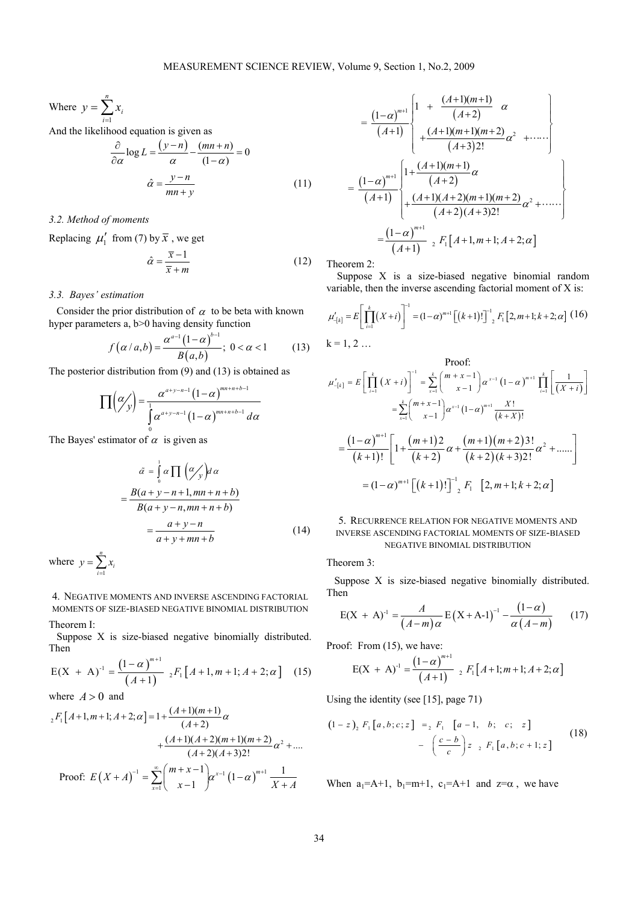Where $y = \sum_{i=1}^{n} x_i$

And the likelihood equation is given as

$$\frac{\partial}{\partial \alpha} \log L = \frac{(y-n)}{\alpha} - \frac{(mn+n)}{(1-\alpha)} = 0$$

$$\hat{\alpha} = \frac{y-n}{mn+y} \tag{11}$$

### 3.2. Method of moments

Replacing $\mu_1'$ from (7) by $\bar{x}$ , we get

$$\hat{\alpha} = \frac{\bar{x}-1}{\bar{x}+m} \tag{12}$$

### 3.3. Bayes' estimation

Consider the prior distribution of $\alpha$ to be beta with known hyper parameters a, b>0 having density function

$$f(\alpha / a, b) = \frac{\alpha^{a-1}(1-\alpha)^{b-1}}{B(a,b)}; \; 0 < \alpha < 1 \tag{13}$$

The posterior distribution from (9) and (13) is obtained as

$$\prod\left(\alpha/_{y}\right) = \frac{\alpha^{a+y-n-1}(1-\alpha)^{mn+n+b-1}}{\int_0^1 \alpha^{a+y-n-1}(1-\alpha)^{mn+n+b-1} d\alpha}$$

The Bayes' estimator of $\alpha$ is given as

$$\tilde{\alpha} = \int_0^1 \alpha \prod\left(\alpha/_{y}\right) d\alpha$$

$$= \frac{B(a+y-n+1, mn+n+b)}{B(a+y-n, mn+n+b)}$$

$$= \frac{a+y-n}{a+y+mn+b} \tag{14}$$

where $y = \sum_{i=1}^{n} x_i$

## 4. Negative moments and inverse ascending factorial moments of size-biased negative binomial distribution

Theorem I:

Suppose X is size-biased negative binomially distributed. Then

$$\mathrm{E}(\mathrm{X} + \mathrm{A})^{-1} = \frac{(1-\alpha)^{m+1}}{(A+1)} \; {}_2F_1\left[A+1, m+1; A+2; \alpha\right] \tag{15}$$

where $A > 0$ and

$${}_2F_1\left[A+1, m+1; A+2; \alpha\right] = 1 + \frac{(A+1)(m+1)}{(A+2)}\alpha + \frac{(A+1)(A+2)(m+1)(m+2)}{(A+2)(A+3)2!}\alpha^2 + ....$$

Proof: $E(X+A)^{-1} = \sum_{x=1}^{\infty} \binom{m+x-1}{x-1} \alpha^{x-1}(1-\alpha)^{m+1} \frac{1}{X+A}$

$$= \frac{(1-\alpha)^{m+1}}{(A+1)} \left\{ 1 + \frac{(A+1)(m+1)}{(A+2)}\alpha + \frac{(A+1)(m+1)(m+2)}{(A+3)2!}\alpha^2 + \cdots\cdots \right\}$$

$$= \frac{(1-\alpha)^{m+1}}{(A+1)} \left\{ 1 + \frac{(A+1)(m+1)}{(A+2)}\alpha + \frac{(A+1)(A+2)(m+1)(m+2)}{(A+2)(A+3)2!}\alpha^2 + \cdots\cdots \right\}$$

$$= \frac{(1-\alpha)^{m+1}}{(A+1)} \; {}_2F_1\left[A+1, m+1; A+2; \alpha\right]$$

Theorem 2:

Suppose X is a size-biased negative binomial random variable, then the inverse ascending factorial moment of X is:

$$\mu'_{-[k]} = E\left[\prod_{i=1}^{k}(X+i)\right]^{-1} = (1-\alpha)^{m+1}\left[(k+1)!\right]^{-1} {}_2F_1\left[2, m+1; k+2; \alpha\right] \tag{16}$$

k = 1, 2 …

Proof:

$$\mu'_{-[k]} = E\left[\prod_{i=1}^{k}(X+i)\right]^{-1} = \sum_{x=1}^{k} \binom{m+x-1}{x-1} \alpha^{x-1}(1-\alpha)^{m+1} \prod_{i=1}^{k}\left[\frac{1}{(X+i)}\right]$$

$$= \sum_{x=1}^{k} \binom{m+x-1}{x-1} \alpha^{x-1}(1-\alpha)^{m+1} \frac{X!}{(k+X)!}$$

$$= \frac{(1-\alpha)^{m+1}}{(k+1)!}\left[1 + \frac{(m+1)2}{(k+2)}\alpha + \frac{(m+1)(m+2)3!}{(k+2)(k+3)2!}\alpha^2 + ......\right]$$

$$= (1-\alpha)^{m+1}\left[(k+1)!\right]^{-1} {}_2F_1\left[2, m+1; k+2; \alpha\right]$$

## 5. Recurrence relation for negative moments and inverse ascending factorial moments of size-biased negative binomial distribution

Theorem 3:

Suppose X is size-biased negative binomially distributed. Then

$$\mathrm{E}(\mathrm{X} + \mathrm{A})^{-1} = \frac{A}{(A-m)\alpha} \mathrm{E}(\mathrm{X}+\mathrm{A}\text{-}1)^{-1} - \frac{(1-\alpha)}{\alpha(A-m)} \tag{17}$$

Proof: From (15), we have:

$$\mathrm{E}(\mathrm{X} + \mathrm{A})^{-1} = \frac{(1-\alpha)^{m+1}}{(A+1)} \; {}_2F_1\left[A+1; m+1; A+2; \alpha\right]$$

Using the identity (see [15], page 71)

$$(1-z)\, {}_2F_1\left[a, b; c; z\right] = {}_2F_1\left[a-1, b; c; z\right] - \left(\frac{c-b}{c}\right) z \; {}_2F_1\left[a, b; c+1; z\right] \tag{18}$$

When $a_1$=A+1, $b_1$=m+1, $c_1$=A+1 and z=$\alpha$ , we have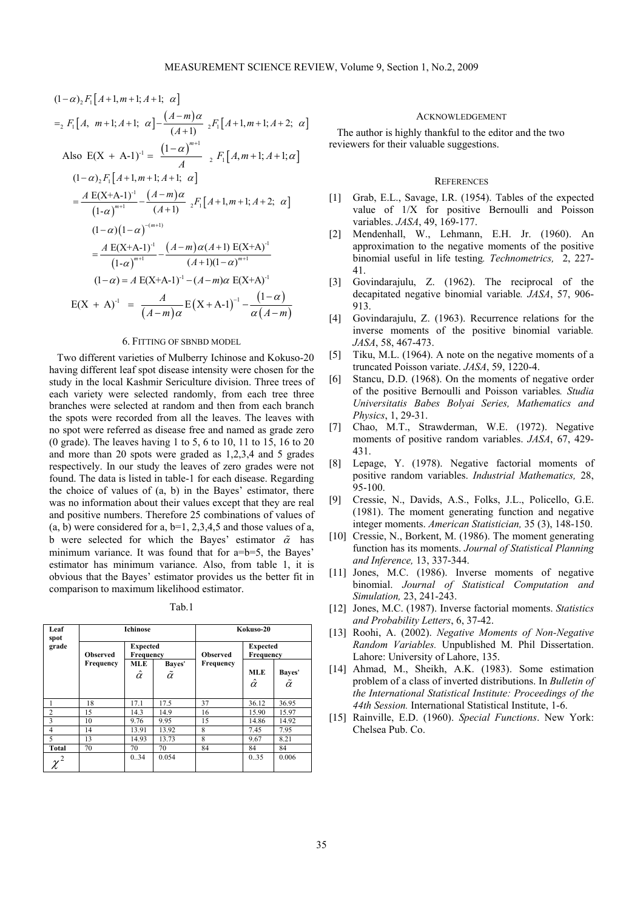$$(1-\alpha)_2 F_1\left[A+1, m+1; A+1;\ \alpha\right]$$

$$={}_2 F_1\left[A,\ m+1; A+1;\ \alpha\right]-\frac{(A-m)\alpha}{(A+1)}\ {}_2F_1\left[A+1, m+1; A+2;\ \alpha\right]$$

Also $\mathrm{E}(X + A\text{-}1)^{-1} = \dfrac{(1-\alpha)^{m+1}}{A}\ {}_2F_1\left[A, m+1; A+1; \alpha\right]$

$$(1-\alpha)_2 F_1\left[A+1, m+1; A+1;\ \alpha\right]$$

$$=\frac{A\ \mathrm{E(X+A\text{-}1)}^{-1}}{(1\text{-}\alpha)^{m+1}}-\frac{(A-m)\alpha}{(A+1)}\ {}_2F_1\left[A+1, m+1; A+2;\ \alpha\right]$$

$$(1-\alpha)(1-\alpha)^{-(m+1)}$$

$$=\frac{A\ \mathrm{E(X+A\text{-}1)}^{-1}}{(1\text{-}\alpha)^{m+1}}-\frac{(A-m)\alpha(A+1)\ \mathrm{E(X+A)}^{-1}}{(A+1)(1-\alpha)^{m+1}}$$

$$(1-\alpha) = A\ \mathrm{E(X+A\text{-}1)}^{-1} - (A-m)\alpha\ \mathrm{E(X+A)}^{-1}$$

$$\mathrm{E(X + A)}^{-1} = \frac{A}{(A-m)\alpha}\mathrm{E}\left(\mathrm{X+A\text{-}1}\right)^{-1}-\frac{(1-\alpha)}{\alpha(A-m)}$$

## 6. Fitting of SBNBD Model

Two different varieties of Mulberry Ichinose and Kokuso-20 having different leaf spot disease intensity were chosen for the study in the local Kashmir Sericulture division. Three trees of each variety were selected randomly, from each tree three branches were selected at random and then from each branch the spots were recorded from all the leaves. The leaves with no spot were referred as disease free and named as grade zero (0 grade). The leaves having 1 to 5, 6 to 10, 11 to 15, 16 to 20 and more than 20 spots were graded as 1,2,3,4 and 5 grades respectively. In our study the leaves of zero grades were not found. The data is listed in table-1 for each disease. Regarding the choice of values of (a, b) in the Bayes' estimator, there was no information about their values except that they are real and positive numbers. Therefore 25 combinations of values of (a, b) were considered for a, b=1, 2,3,4,5 and those values of a, b were selected for which the Bayes' estimator $\tilde{\alpha}$ has minimum variance. It was found that for a=b=5, the Bayes' estimator has minimum variance. Also, from table 1, it is obvious that the Bayes' estimator provides us the better fit in comparison to maximum likelihood estimator.

Tab.1

| Leaf spot grade | Ichinose | | | Kokuso-20 | | |
|---|---|---|---|---|---|---|
| | Observed Frequency | Expected Frequency | | Observed Frequency | Expected Frequency | |
| | | MLE $\hat{\alpha}$ | Bayes' $\tilde{\alpha}$ | | MLE $\hat{\alpha}$ | Bayes' $\tilde{\alpha}$ |
| 1 | 18 | 17.1 | 17.5 | 37 | 36.12 | 36.95 |
| 2 | 15 | 14.3 | 14.9 | 16 | 15.90 | 15.97 |
| 3 | 10 | 9.76 | 9.95 | 15 | 14.86 | 14.92 |
| 4 | 14 | 13.91 | 13.92 | 8 | 7.45 | 7.95 |
| 5 | 13 | 14.93 | 13.73 | 8 | 9.67 | 8.21 |
| **Total** | 70 | 70 | 70 | 84 | 84 | 84 |
| $\chi^2$ | | 0..34 | 0.054 | | 0..35 | 0.006 |

## Acknowledgement

The author is highly thankful to the editor and the two reviewers for their valuable suggestions.

## References

[1] Grab, E.L., Savage, I.R. (1954). Tables of the expected value of 1/X for positive Bernoulli and Poisson variables. *JASA*, 49, 169-177.

[2] Mendenhall, W., Lehmann, E.H. Jr. (1960). An approximation to the negative moments of the positive binomial useful in life testing. *Technometrics,* 2, 227-41.

[3] Govindarajulu, Z. (1962). The reciprocal of the decapitated negative binomial variable. *JASA*, 57, 906-913.

[4] Govindarajulu, Z. (1963). Recurrence relations for the inverse moments of the positive binomial variable. *JASA*, 58, 467-473.

[5] Tiku, M.L. (1964). A note on the negative moments of a truncated Poisson variate. *JASA*, 59, 1220-4.

[6] Stancu, D.D. (1968). On the moments of negative order of the positive Bernoulli and Poisson variables. *Studia Universitatis Babes Bolyai Series, Mathematics and Physics*, 1, 29-31.

[7] Chao, M.T., Strawderman, W.E. (1972). Negative moments of positive random variables. *JASA*, 67, 429-431.

[8] Lepage, Y. (1978). Negative factorial moments of positive random variables. *Industrial Mathematics,* 28, 95-100.

[9] Cressie, N., Davids, A.S., Folks, J.L., Policello, G.E. (1981). The moment generating function and negative integer moments. *American Statistician,* 35 (3), 148-150.

[10] Cressie, N., Borkent, M. (1986). The moment generating function has its moments. *Journal of Statistical Planning and Inference,* 13, 337-344.

[11] Jones, M.C. (1986). Inverse moments of negative binomial. *Journal of Statistical Computation and Simulation,* 23, 241-243.

[12] Jones, M.C. (1987). Inverse factorial moments. *Statistics and Probability Letters*, 6, 37-42.

[13] Roohi, A. (2002). *Negative Moments of Non-Negative Random Variables.* Unpublished M. Phil Dissertation. Lahore: University of Lahore, 135.

[14] Ahmad, M., Sheikh, A.K. (1983). Some estimation problem of a class of inverted distributions. In *Bulletin of the International Statistical Institute: Proceedings of the 44th Session.* International Statistical Institute, 1-6.

[15] Rainville, E.D. (1960). *Special Functions*. New York: Chelsea Pub. Co.